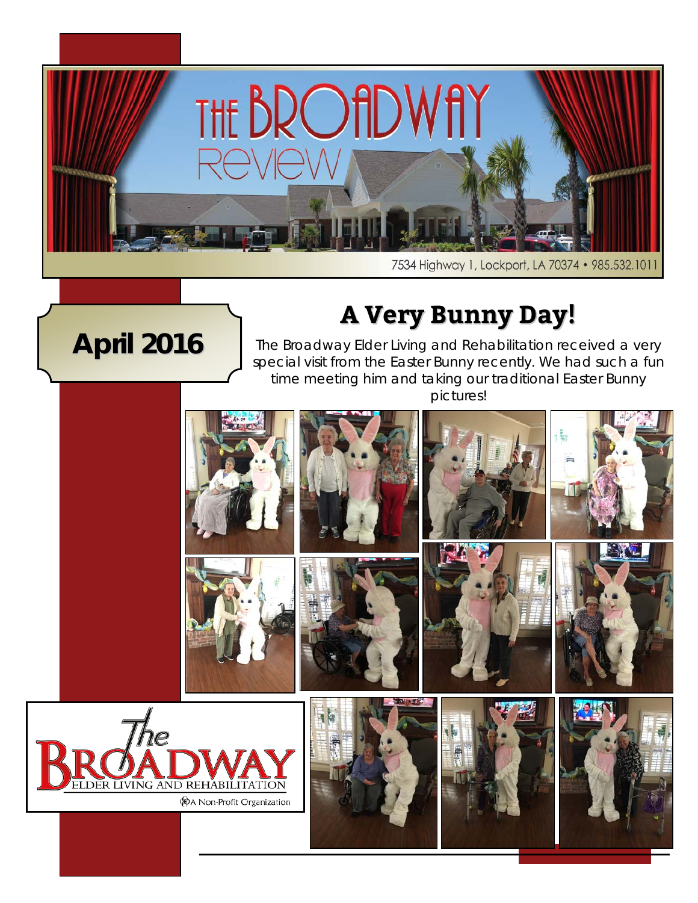# THE BROADWAY Review

7534 Highway 1, Lockport, LA 70374 • 985.532.1011

**April 2016**

## A Very Bunny Day!

The Broadway Elder Living and Rehabilitation received a very special visit from the Easter Bunny recently. We had such a fun time meeting him and taking our traditional Easter Bunny pictures!

The Broadway Elder Living and Rehabilitation

A Non-Profit Organization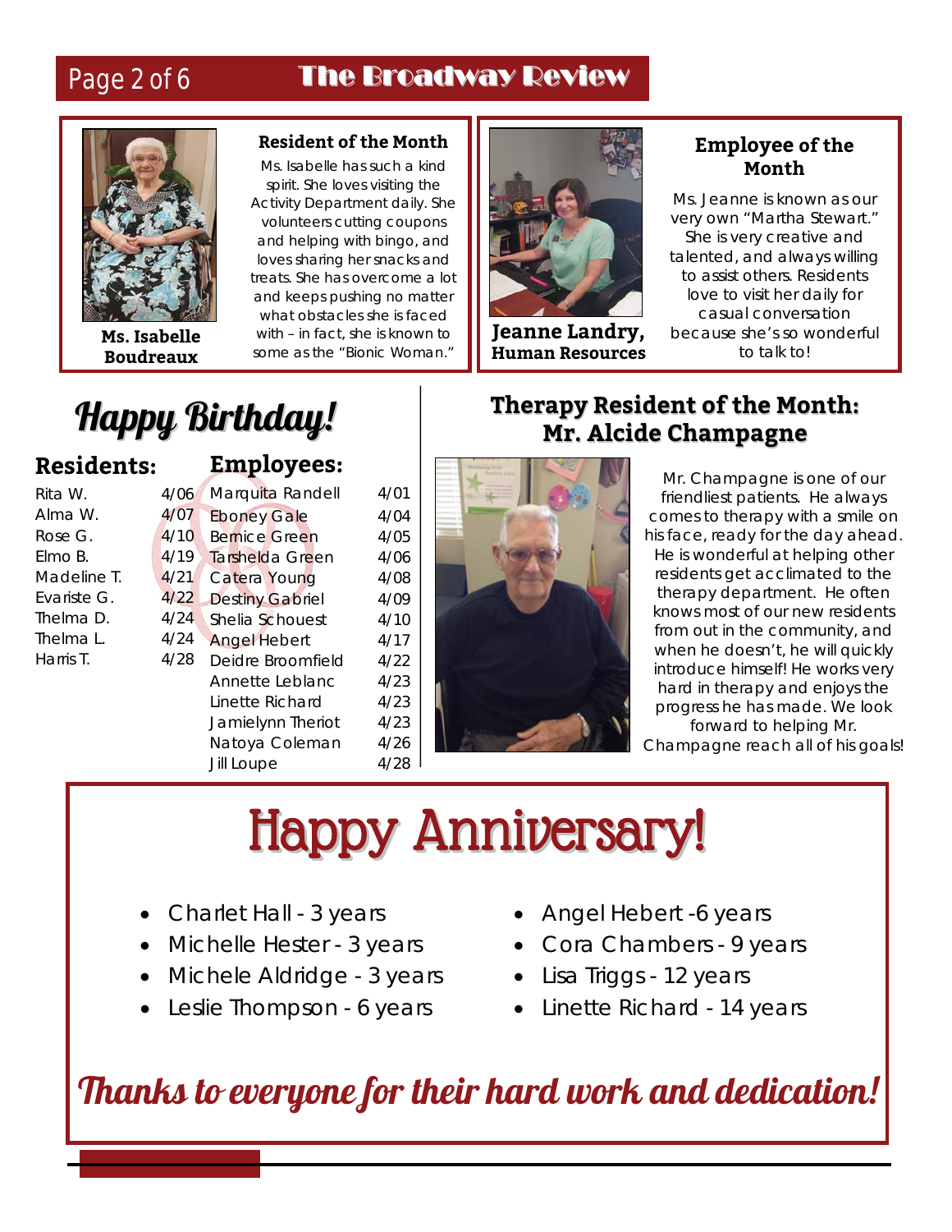## Resident of the Month

Ms. Isabelle has such a kind spirit. She loves visiting the Activity Department daily. She volunteers cutting coupons and helping with bingo, and loves sharing her snacks and treats. She has overcome a lot and keeps pushing no matter what obstacles she is faced with – in fact, she is known to some as the "Bionic Woman."

**Ms. Isabelle Boudreaux**

## Employee of the Month

Ms. Jeanne is known as our very own "Martha Stewart." She is very creative and talented, and always willing to assist others. Residents love to visit her daily for casual conversation because she's so wonderful to talk to!

**Jeanne Landry, Human Resources**

# Happy Birthday!

### Residents:

| Name | Date |
|---|---|
| Rita W. | 4/06 |
| Alma W. | 4/07 |
| Rose G. | 4/10 |
| Elmo B. | 4/19 |
| Madeline T. | 4/21 |
| Evariste G. | 4/22 |
| Thelma D. | 4/24 |
| Thelma L. | 4/24 |
| Harris T. | 4/28 |

### Employees:

| Name | Date |
|---|---|
| Marquita Randell | 4/01 |
| Eboney Gale | 4/04 |
| Bernice Green | 4/05 |
| Tarshelda Green | 4/06 |
| Catera Young | 4/08 |
| Destiny Gabriel | 4/09 |
| Shelia Schouest | 4/10 |
| Angel Hebert | 4/17 |
| Deidre Broomfield | 4/22 |
| Annette Leblanc | 4/23 |
| Linette Richard | 4/23 |
| Jamielynn Theriot | 4/23 |
| Natoya Coleman | 4/26 |
| Jill Loupe | 4/28 |

## Therapy Resident of the Month: Mr. Alcide Champagne

Mr. Champagne is one of our friendliest patients. He always comes to therapy with a smile on his face, ready for the day ahead. He is wonderful at helping other residents get acclimated to the therapy department. He often knows most of our new residents from out in the community, and when he doesn't, he will quickly introduce himself! He works very hard in therapy and enjoys the progress he has made. We look forward to helping Mr. Champagne reach all of his goals!

# Happy Anniversary!

- Charlet Hall - 3 years
- Michelle Hester - 3 years
- Michele Aldridge - 3 years
- Leslie Thompson - 6 years
- Angel Hebert -6 years
- Cora Chambers - 9 years
- Lisa Triggs - 12 years
- Linette Richard - 14 years

*Thanks to everyone for their hard work and dedication!*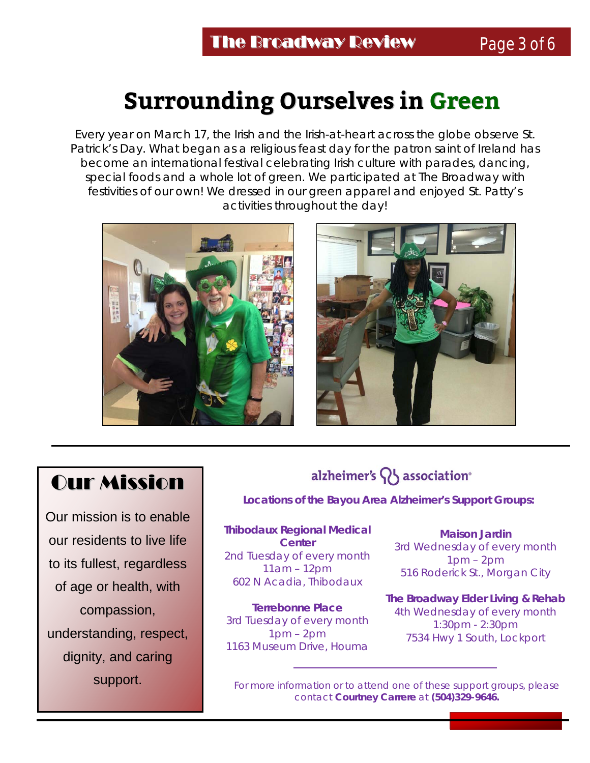# Surrounding Ourselves in Green

Every year on March 17, the Irish and the Irish-at-heart across the globe observe St. Patrick's Day. What began as a religious feast day for the patron saint of Ireland has become an international festival celebrating Irish culture with parades, dancing, special foods and a whole lot of green. We participated at The Broadway with festivities of our own! We dressed in our green apparel and enjoyed St. Patty's activities throughout the day!

## Our Mission

Our mission is to enable our residents to live life to its fullest, regardless of age or health, with compassion, understanding, respect, dignity, and caring support.

## alzheimer's association®

**Locations of the Bayou Area Alzheimer's Support Groups:**

**Thibodaux Regional Medical Center**
2nd Tuesday of every month
11am – 12pm
602 N Acadia, Thibodaux

**Terrebonne Place**
3rd Tuesday of every month
1pm – 2pm
1163 Museum Drive, Houma

**Maison Jardin**
3rd Wednesday of every month
1pm – 2pm
516 Roderick St., Morgan City

**The Broadway Elder Living & Rehab**
4th Wednesday of every month
1:30pm - 2:30pm
7534 Hwy 1 South, Lockport

*For more information or to attend one of these support groups, please contact* ***Courtney Carrere*** *at* ***(504)329-9646.***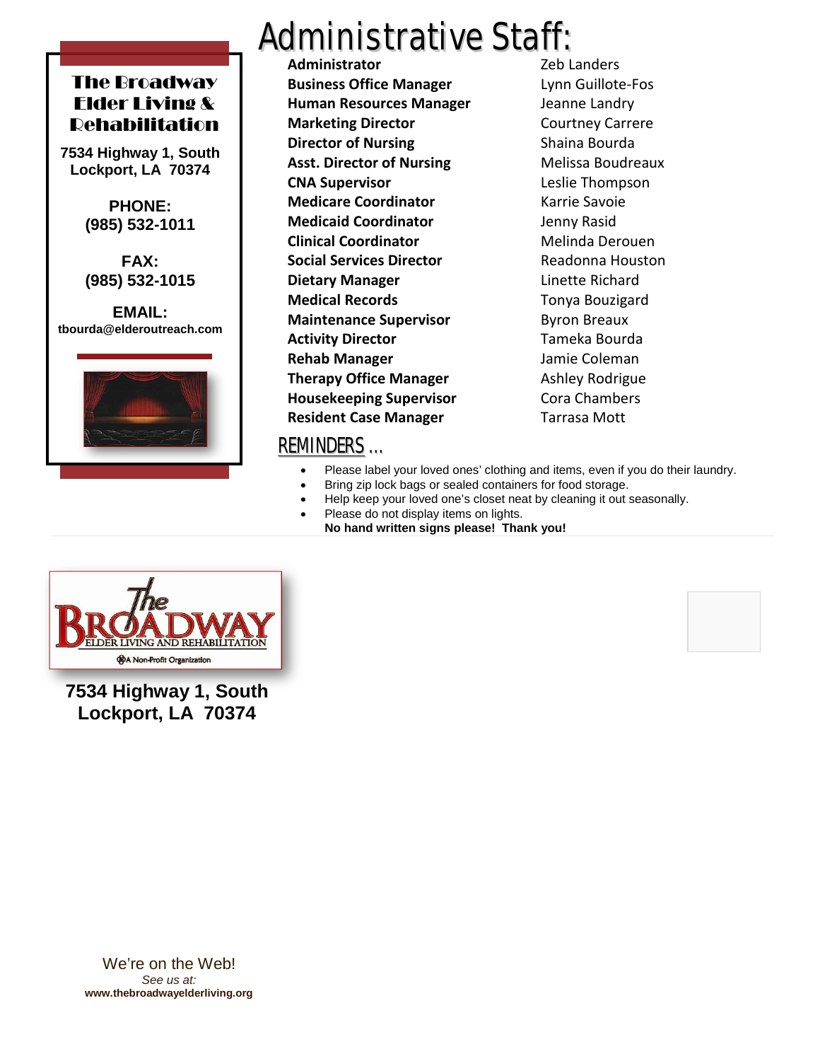**The Broadway Elder Living & Rehabilitation**

**7534 Highway 1, South**
**Lockport, LA 70374**

**PHONE:**
**(985) 532-1011**

**FAX:**
**(985) 532-1015**

**EMAIL:**
**tbourda@elderoutreach.com**

# Administrative Staff:

| | |
|---|---|
| **Administrator** | Zeb Landers |
| **Business Office Manager** | Lynn Guillote-Fos |
| **Human Resources Manager** | Jeanne Landry |
| **Marketing Director** | Courtney Carrere |
| **Director of Nursing** | Shaina Bourda |
| **Asst. Director of Nursing** | Melissa Boudreaux |
| **CNA Supervisor** | Leslie Thompson |
| **Medicare Coordinator** | Karrie Savoie |
| **Medicaid Coordinator** | Jenny Rasid |
| **Clinical Coordinator** | Melinda Derouen |
| **Social Services Director** | Readonna Houston |
| **Dietary Manager** | Linette Richard |
| **Medical Records** | Tonya Bouzigard |
| **Maintenance Supervisor** | Byron Breaux |
| **Activity Director** | Tameka Bourda |
| **Rehab Manager** | Jamie Coleman |
| **Therapy Office Manager** | Ashley Rodrigue |
| **Housekeeping Supervisor** | Cora Chambers |
| **Resident Case Manager** | Tarrasa Mott |

## REMINDERS …

- Please label your loved ones' clothing and items, even if you do their laundry.
- Bring zip lock bags or sealed containers for food storage.
- Help keep your loved one's closet neat by cleaning it out seasonally.
- Please do not display items on lights.
  **No hand written signs please! Thank you!**

The Broadway Elder Living and Rehabilitation
A Non-Profit Organization

**7534 Highway 1, South**
**Lockport, LA 70374**

We're on the Web!
*See us at:*
**www.thebroadwayelderliving.org**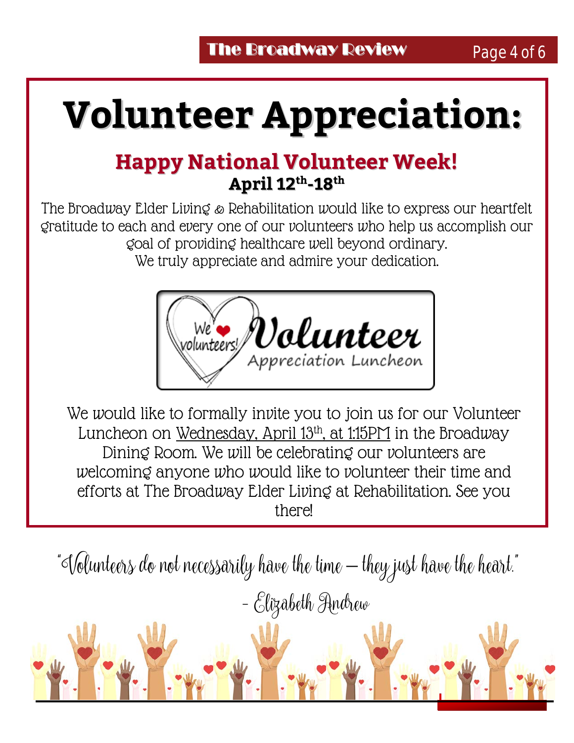# Volunteer Appreciation:

## Happy National Volunteer Week!

### April 12th-18th

The Broadway Elder Living & Rehabilitation would like to express our heartfelt gratitude to each and every one of our volunteers who help us accomplish our goal of providing healthcare well beyond ordinary.
We truly appreciate and admire your dedication.

We ❤ volunteers! **Volunteer** Appreciation Luncheon

We would like to formally invite you to join us for our Volunteer Luncheon on Wednesday, April 13th, at 1:15PM in the Broadway Dining Room. We will be celebrating our volunteers are welcoming anyone who would like to volunteer their time and efforts at The Broadway Elder Living at Rehabilitation. See you there!

*"Volunteers do not necessarily have the time – they just have the heart."*

*- Elizabeth Andrew*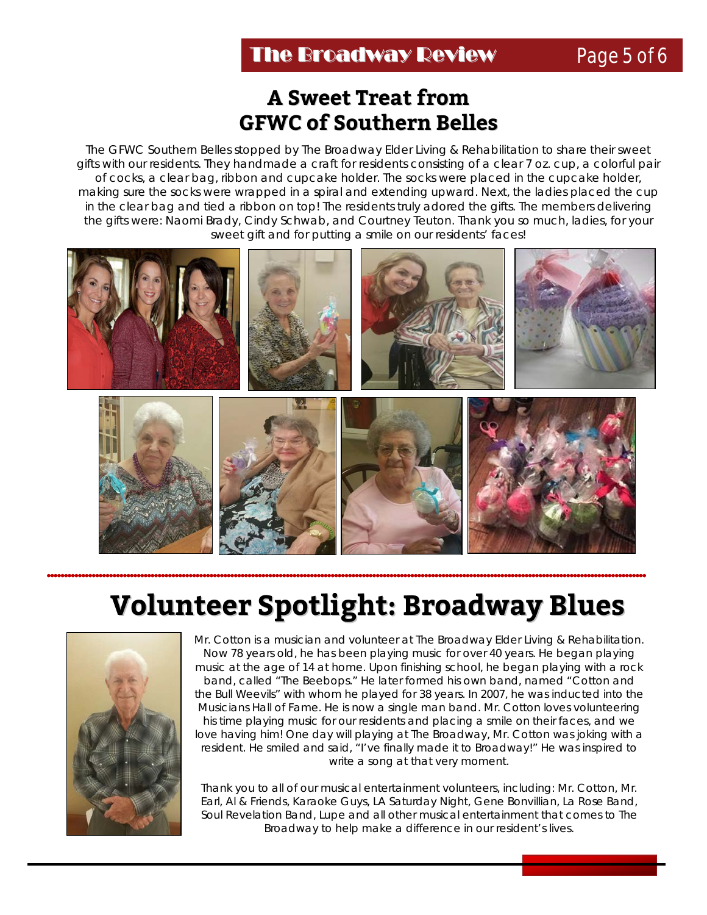## A Sweet Treat from GFWC of Southern Belles

The GFWC Southern Belles stopped by The Broadway Elder Living & Rehabilitation to share their sweet gifts with our residents. They handmade a craft for residents consisting of a clear 7 oz. cup, a colorful pair of cocks, a clear bag, ribbon and cupcake holder. The socks were placed in the cupcake holder, making sure the socks were wrapped in a spiral and extending upward. Next, the ladies placed the cup in the clear bag and tied a ribbon on top! The residents truly adored the gifts. The members delivering the gifts were: Naomi Brady, Cindy Schwab, and Courtney Teuton. Thank you so much, ladies, for your sweet gift and for putting a smile on our residents' faces!

# Volunteer Spotlight: Broadway Blues

Mr. Cotton is a musician and volunteer at The Broadway Elder Living & Rehabilitation. Now 78 years old, he has been playing music for over 40 years. He began playing music at the age of 14 at home. Upon finishing school, he began playing with a rock band, called "The Beebops." He later formed his own band, named "Cotton and the Bull Weevils" with whom he played for 38 years. In 2007, he was inducted into the Musicians Hall of Fame. He is now a single man band. Mr. Cotton loves volunteering his time playing music for our residents and placing a smile on their faces, and we love having him! One day will playing at The Broadway, Mr. Cotton was joking with a resident. He smiled and said, "I've finally made it to Broadway!" He was inspired to write a song at that very moment.

Thank you to all of our musical entertainment volunteers, including: Mr. Cotton, Mr. Earl, Al & Friends, Karaoke Guys, LA Saturday Night, Gene Bonvillian, La Rose Band, Soul Revelation Band, Lupe and all other musical entertainment that comes to The Broadway to help make a difference in our resident's lives.